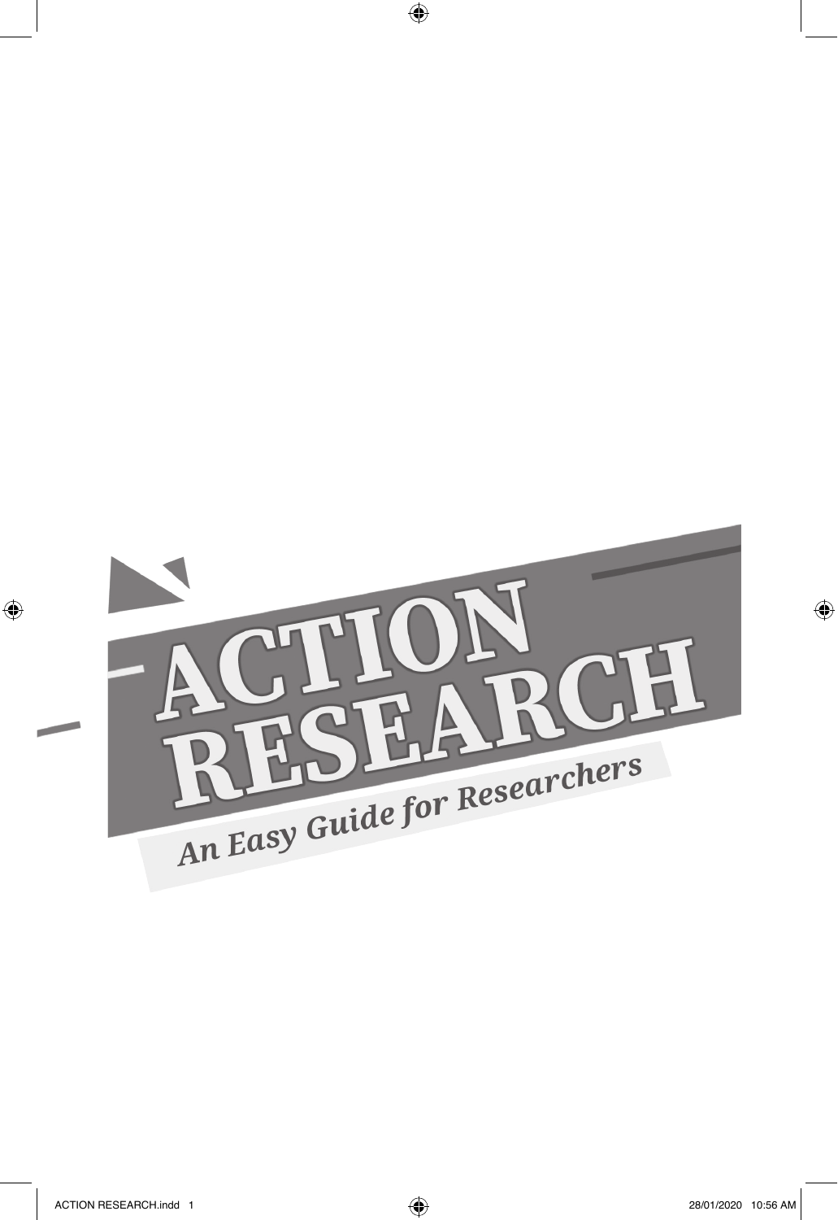# ACTION RESEARCH

## *An Easy Guide for Researchers*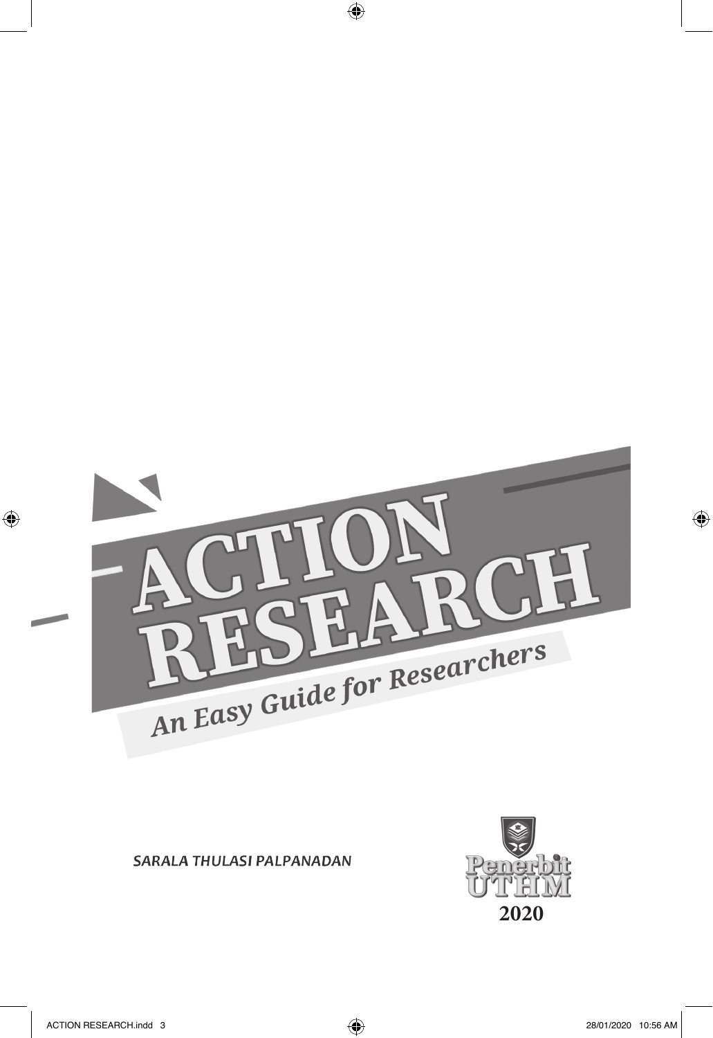# ACTION RESEARCH

## *An Easy Guide for Researchers*

*SARALA THULASI PALPANADAN*

Penerbit UTHM

2020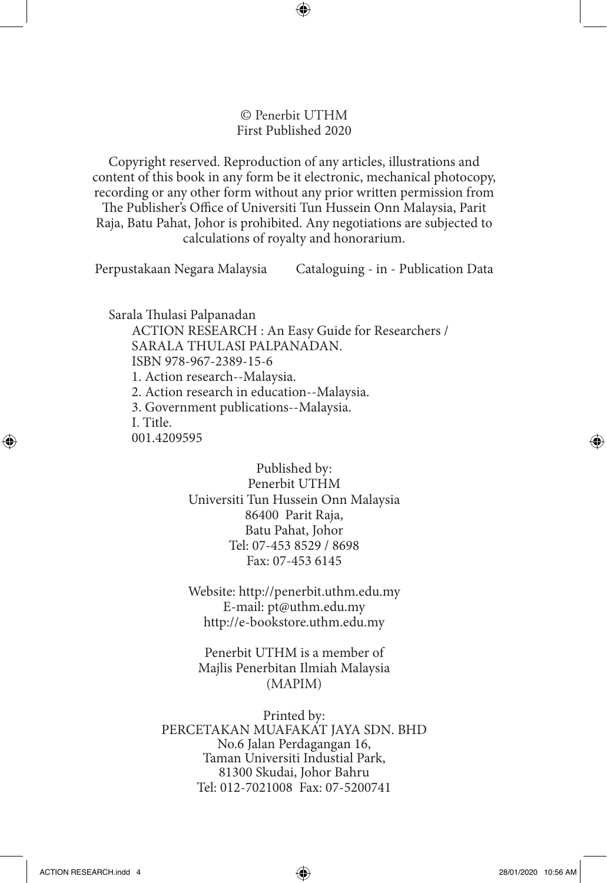© Penerbit UTHM
First Published 2020

Copyright reserved. Reproduction of any articles, illustrations and content of this book in any form be it electronic, mechanical photocopy, recording or any other form without any prior written permission from The Publisher's Office of Universiti Tun Hussein Onn Malaysia, Parit Raja, Batu Pahat, Johor is prohibited. Any negotiations are subjected to calculations of royalty and honorarium.

Perpustakaan Negara Malaysia Cataloguing - in - Publication Data

Sarala Thulasi Palpanadan
ACTION RESEARCH : An Easy Guide for Researchers / SARALA THULASI PALPANADAN.
ISBN 978-967-2389-15-6
1. Action research--Malaysia.
2. Action research in education--Malaysia.
3. Government publications--Malaysia.
I. Title.
001.4209595

Published by:
Penerbit UTHM
Universiti Tun Hussein Onn Malaysia
86400 Parit Raja,
Batu Pahat, Johor
Tel: 07-453 8529 / 8698
Fax: 07-453 6145

Website: http://penerbit.uthm.edu.my
E-mail: pt@uthm.edu.my
http://e-bookstore.uthm.edu.my

Penerbit UTHM is a member of
Majlis Penerbitan Ilmiah Malaysia
(MAPIM)

Printed by:
PERCETAKAN MUAFAKAT JAYA SDN. BHD
No.6 Jalan Perdagangan 16,
Taman Universiti Industial Park,
81300 Skudai, Johor Bahru
Tel: 012-7021008 Fax: 07-5200741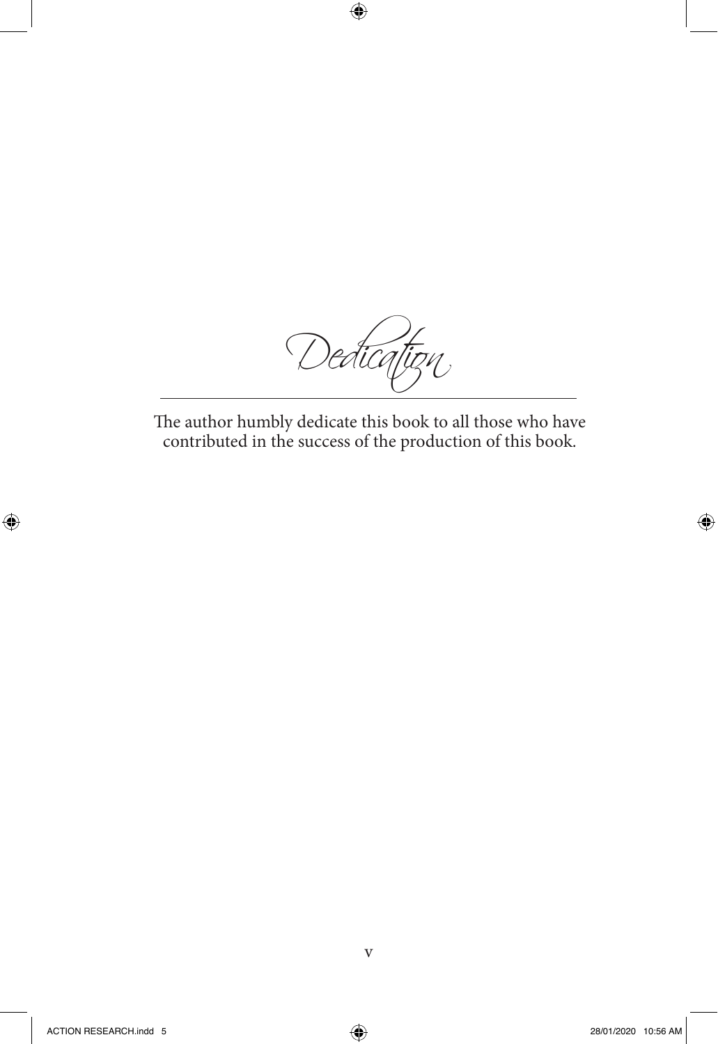# Dedication

The author humbly dedicate this book to all those who have contributed in the success of the production of this book.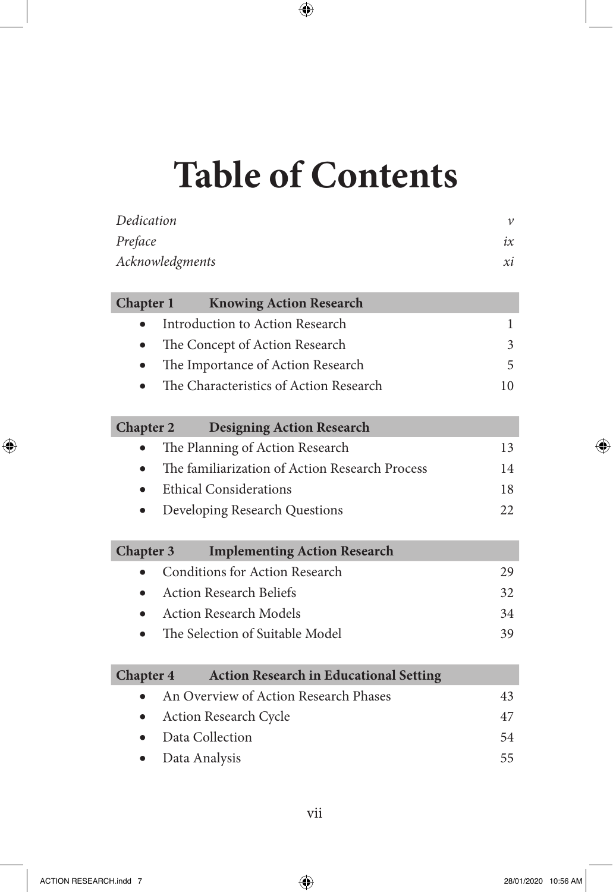# Table of Contents

| | |
|---|---|
| *Dedication* | *v* |
| *Preface* | *ix* |
| *Acknowledgments* | *xi* |

| **Chapter 1** **Knowing Action Research** | |
|---|---|
| • Introduction to Action Research | 1 |
| • The Concept of Action Research | 3 |
| • The Importance of Action Research | 5 |
| • The Characteristics of Action Research | 10 |

| **Chapter 2** **Designing Action Research** | |
|---|---|
| • The Planning of Action Research | 13 |
| • The familiarization of Action Research Process | 14 |
| • Ethical Considerations | 18 |
| • Developing Research Questions | 22 |

| **Chapter 3** **Implementing Action Research** | |
|---|---|
| • Conditions for Action Research | 29 |
| • Action Research Beliefs | 32 |
| • Action Research Models | 34 |
| • The Selection of Suitable Model | 39 |

| **Chapter 4** **Action Research in Educational Setting** | |
|---|---|
| • An Overview of Action Research Phases | 43 |
| • Action Research Cycle | 47 |
| • Data Collection | 54 |
| • Data Analysis | 55 |